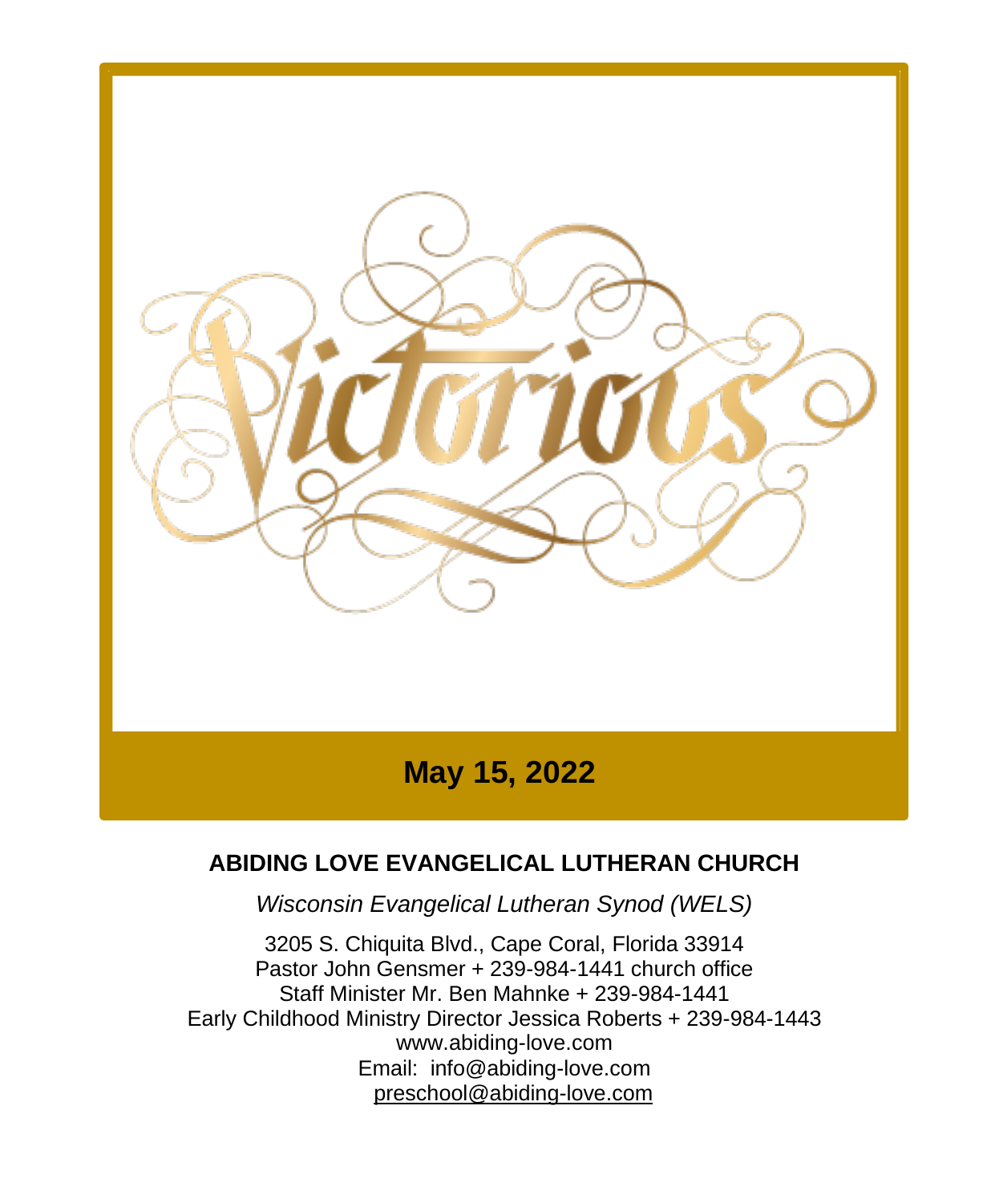Victorious

**May 15, 2022**

**ABIDING LOVE EVANGELICAL LUTHERAN CHURCH**

*Wisconsin Evangelical Lutheran Synod (WELS)*

3205 S. Chiquita Blvd., Cape Coral, Florida 33914
Pastor John Gensmer + 239-984-1441 church office
Staff Minister Mr. Ben Mahnke + 239-984-1441
Early Childhood Ministry Director Jessica Roberts + 239-984-1443
www.abiding-love.com
Email: info@abiding-love.com
preschool@abiding-love.com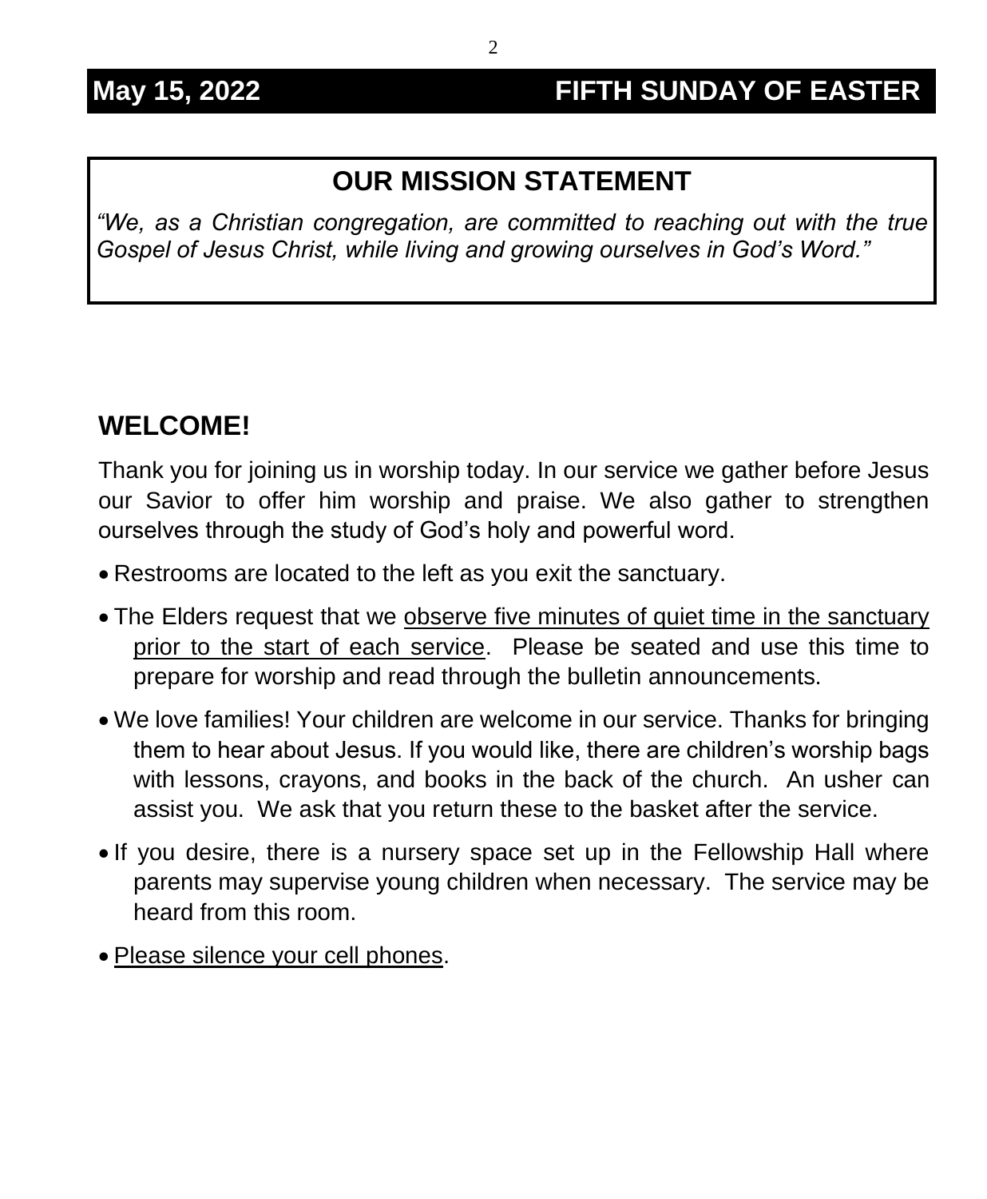**May 15, 2022 FIFTH SUNDAY OF EASTER**

## OUR MISSION STATEMENT

*"We, as a Christian congregation, are committed to reaching out with the true Gospel of Jesus Christ, while living and growing ourselves in God's Word."*

## WELCOME!

Thank you for joining us in worship today. In our service we gather before Jesus our Savior to offer him worship and praise. We also gather to strengthen ourselves through the study of God's holy and powerful word.

- Restrooms are located to the left as you exit the sanctuary.
- The Elders request that we <u>observe five minutes of quiet time in the sanctuary prior to the start of each service</u>. Please be seated and use this time to prepare for worship and read through the bulletin announcements.
- We love families! Your children are welcome in our service. Thanks for bringing them to hear about Jesus. If you would like, there are children's worship bags with lessons, crayons, and books in the back of the church. An usher can assist you. We ask that you return these to the basket after the service.
- If you desire, there is a nursery space set up in the Fellowship Hall where parents may supervise young children when necessary. The service may be heard from this room.
- <u>Please silence your cell phones</u>.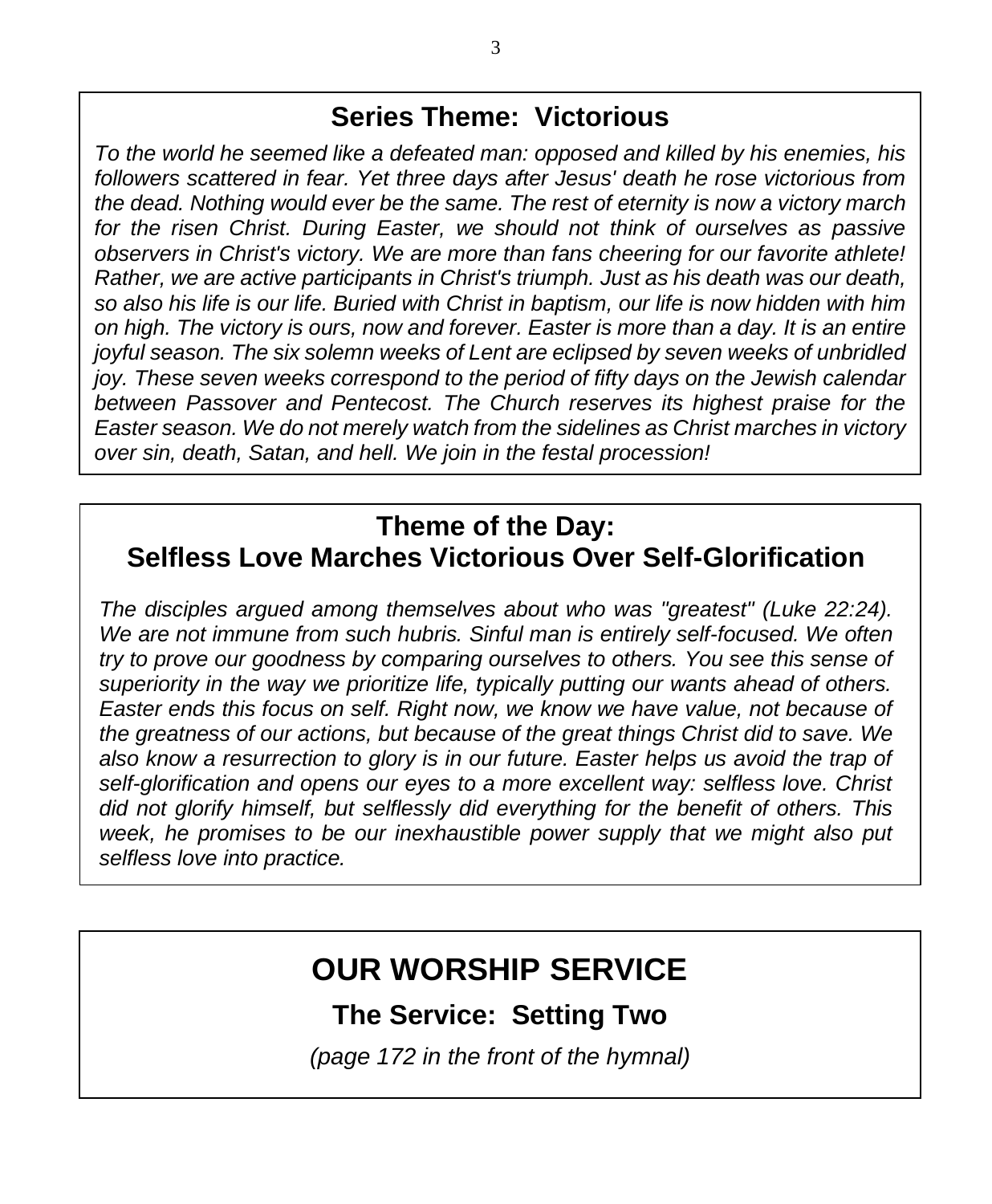## Series Theme: Victorious

*To the world he seemed like a defeated man: opposed and killed by his enemies, his followers scattered in fear. Yet three days after Jesus' death he rose victorious from the dead. Nothing would ever be the same. The rest of eternity is now a victory march for the risen Christ. During Easter, we should not think of ourselves as passive observers in Christ's victory. We are more than fans cheering for our favorite athlete! Rather, we are active participants in Christ's triumph. Just as his death was our death, so also his life is our life. Buried with Christ in baptism, our life is now hidden with him on high. The victory is ours, now and forever. Easter is more than a day. It is an entire joyful season. The six solemn weeks of Lent are eclipsed by seven weeks of unbridled joy. These seven weeks correspond to the period of fifty days on the Jewish calendar between Passover and Pentecost. The Church reserves its highest praise for the Easter season. We do not merely watch from the sidelines as Christ marches in victory over sin, death, Satan, and hell. We join in the festal procession!*

## Theme of the Day: Selfless Love Marches Victorious Over Self-Glorification

*The disciples argued among themselves about who was "greatest" (Luke 22:24). We are not immune from such hubris. Sinful man is entirely self-focused. We often try to prove our goodness by comparing ourselves to others. You see this sense of superiority in the way we prioritize life, typically putting our wants ahead of others. Easter ends this focus on self. Right now, we know we have value, not because of the greatness of our actions, but because of the great things Christ did to save. We also know a resurrection to glory is in our future. Easter helps us avoid the trap of self-glorification and opens our eyes to a more excellent way: selfless love. Christ did not glorify himself, but selflessly did everything for the benefit of others. This week, he promises to be our inexhaustible power supply that we might also put selfless love into practice.*

# OUR WORSHIP SERVICE

## The Service: Setting Two

*(page 172 in the front of the hymnal)*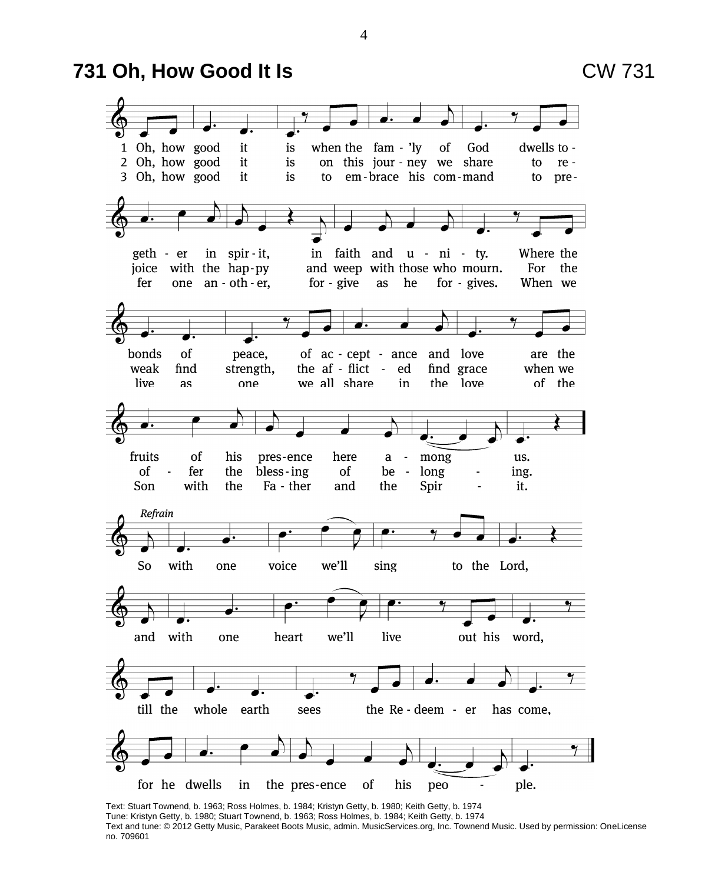# 731 Oh, How Good It Is

CW 731

1 Oh, how good it is when the fam - 'ly of God dwells to - geth - er in spir - it, in faith and u - ni - ty. Where the bonds of peace, of ac - cept - ance and love are the fruits of his pres - ence here a - mong us.

2 Oh, how good it is on this jour - ney we share to re - joice with the hap - py and weep with those who mourn. For the weak find strength, the af - flict - ed find grace when we of - fer the bless - ing of be - long - ing.

3 Oh, how good it is to em - brace his com - mand to pre - fer one an - oth - er, for - give as he for - gives. When we live as one we all share in the love of the Son with the Fa - ther and the Spir - it.

*Refrain*

So with one voice we'll sing to the Lord, and with one heart we'll live out his word, till the whole earth sees the Re - deem - er has come, for he dwells in the pres - ence of his peo - ple.

Text: Stuart Townend, b. 1963; Ross Holmes, b. 1984; Kristyn Getty, b. 1980; Keith Getty, b. 1974
Tune: Kristyn Getty, b. 1980; Stuart Townend, b. 1963; Ross Holmes, b. 1984; Keith Getty, b. 1974
Text and tune: © 2012 Getty Music, Parakeet Boots Music, admin. MusicServices.org, Inc. Townend Music. Used by permission: OneLicense no. 709601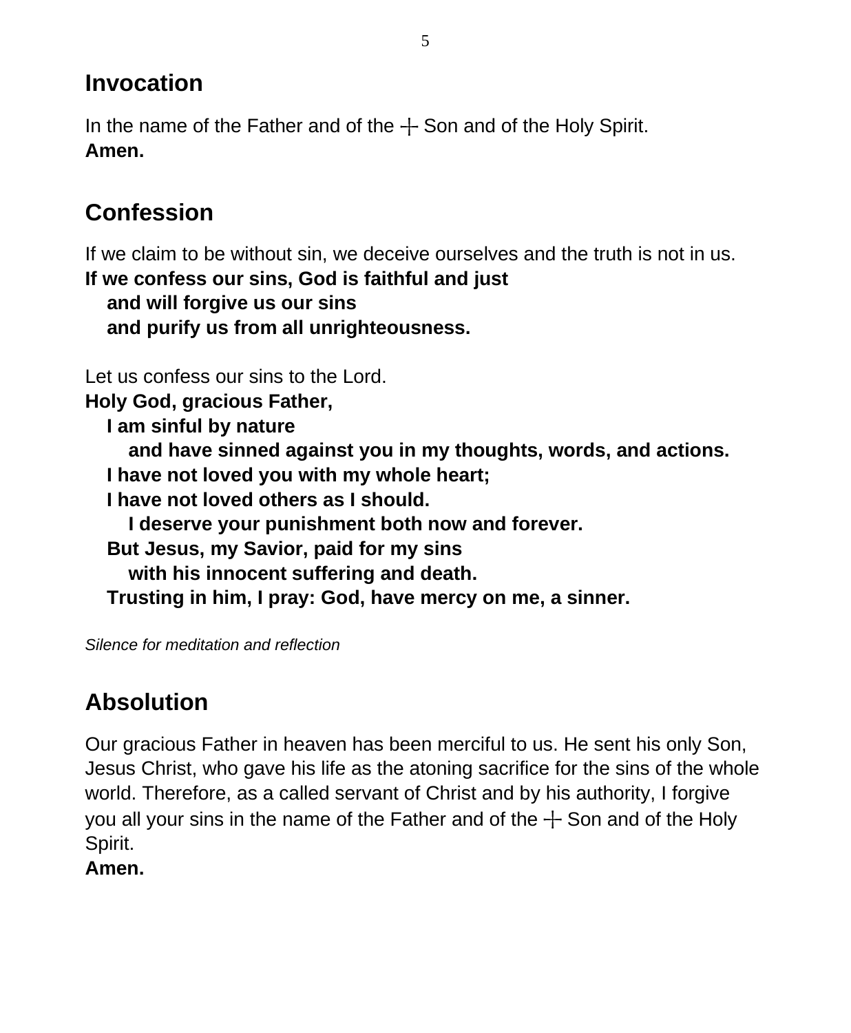## Invocation

In the name of the Father and of the ┼ Son and of the Holy Spirit.
**Amen.**

## Confession

If we claim to be without sin, we deceive ourselves and the truth is not in us.
**If we confess our sins, God is faithful and just**
**and will forgive us our sins**
**and purify us from all unrighteousness.**

Let us confess our sins to the Lord.
**Holy God, gracious Father,**
**I am sinful by nature**
**and have sinned against you in my thoughts, words, and actions.**
**I have not loved you with my whole heart;**
**I have not loved others as I should.**
**I deserve your punishment both now and forever.**
**But Jesus, my Savior, paid for my sins**
**with his innocent suffering and death.**
**Trusting in him, I pray: God, have mercy on me, a sinner.**

*Silence for meditation and reflection*

## Absolution

Our gracious Father in heaven has been merciful to us. He sent his only Son, Jesus Christ, who gave his life as the atoning sacrifice for the sins of the whole world. Therefore, as a called servant of Christ and by his authority, I forgive you all your sins in the name of the Father and of the ┼ Son and of the Holy Spirit.
**Amen.**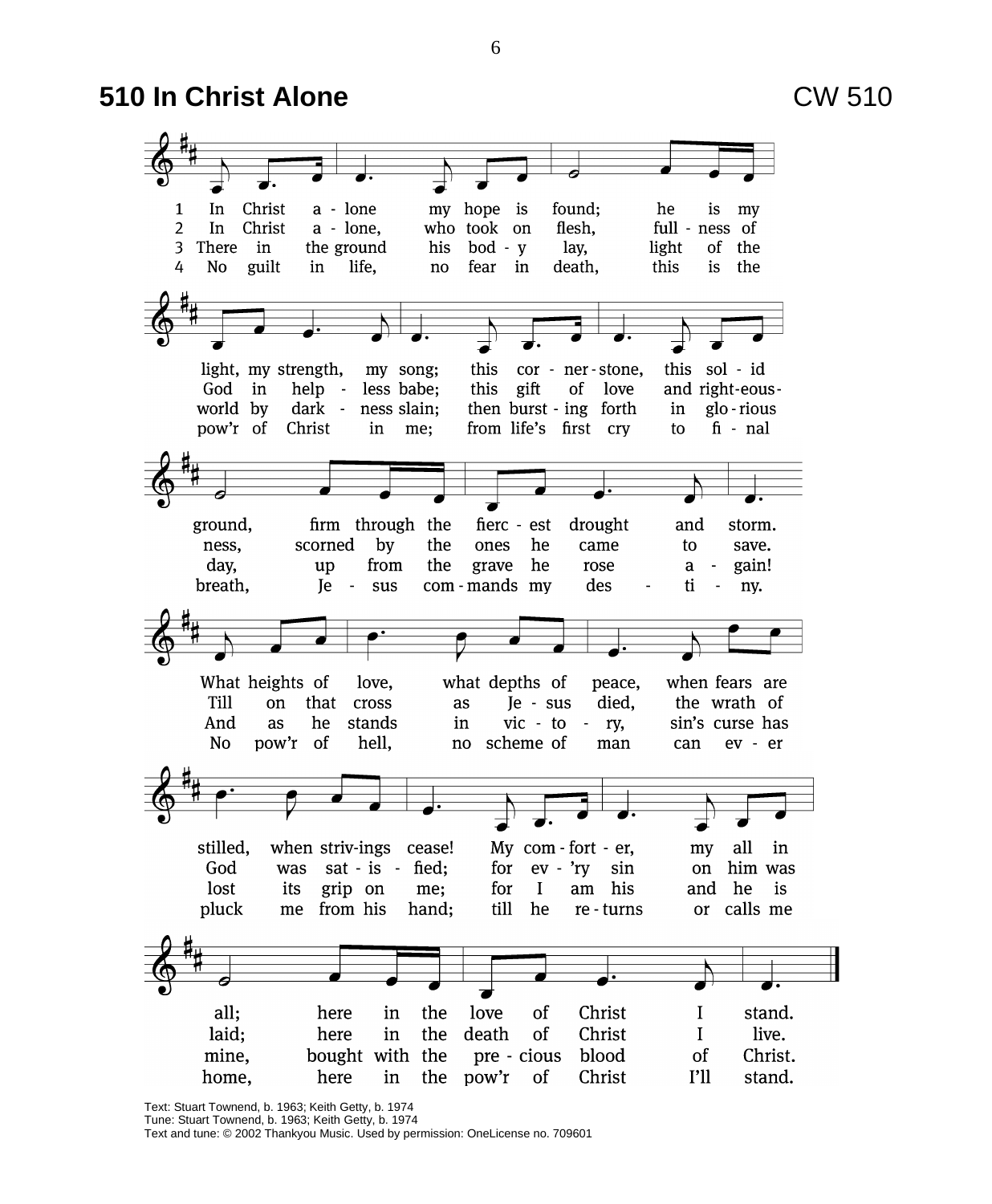# 510 In Christ Alone

CW 510

1 In Christ a - lone my hope is found; he is my light, my strength, my song; this cor - ner - stone, this sol - id ground, firm through the fierc - est drought and storm. What heights of love, what depths of peace, when fears are stilled, when striv-ings cease! My com - fort - er, my all in all; here in the love of Christ I stand.

2 In Christ a - lone, who took on flesh, full - ness of God in help - less babe; this gift of love and right-eous - ness, scorned by the ones he came to save. Till on that cross as Je - sus died, the wrath of God was sat - is - fied; for ev - 'ry sin on him was laid; here in the death of Christ I live.

3 There in the ground his bod - y lay, light of the world by dark - ness slain; then burst - ing forth in glo - rious day, up from the grave he rose a - gain! And as he stands in vic - to - ry, sin's curse has lost its grip on me; for I am his and he is mine, bought with the pre - cious blood of Christ.

4 No guilt in life, no fear in death, this is the pow'r of Christ in me; from life's first cry to fi - nal breath, Je - sus com - mands my des - ti - ny. No pow'r of hell, no scheme of man can ev - er pluck me from his hand; till he re - turns or calls me home, here in the pow'r of Christ I'll stand.

Text: Stuart Townend, b. 1963; Keith Getty, b. 1974
Tune: Stuart Townend, b. 1963; Keith Getty, b. 1974
Text and tune: © 2002 Thankyou Music. Used by permission: OneLicense no. 709601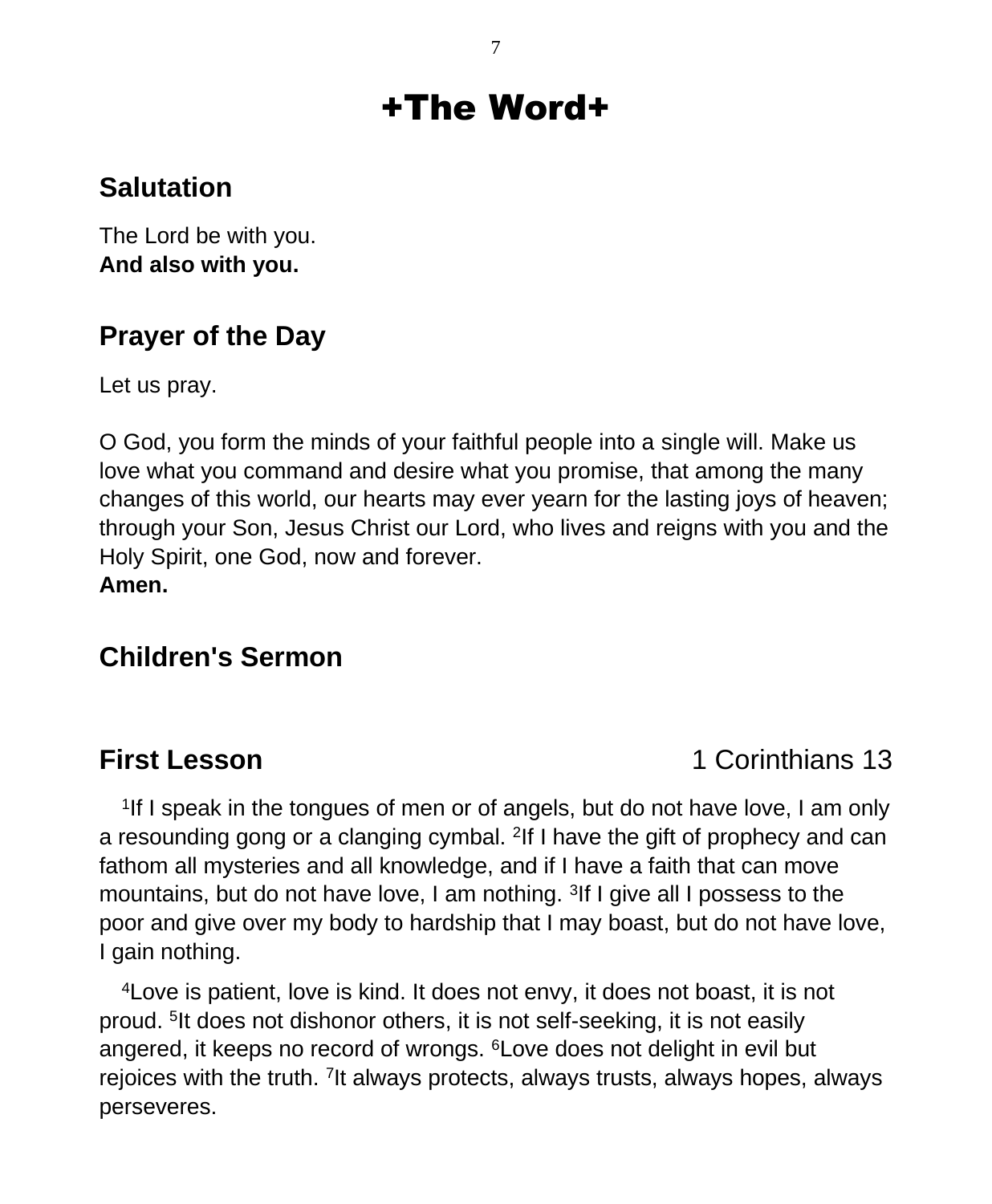# +The Word+

## Salutation

The Lord be with you.
**And also with you.**

## Prayer of the Day

Let us pray.

O God, you form the minds of your faithful people into a single will. Make us love what you command and desire what you promise, that among the many changes of this world, our hearts may ever yearn for the lasting joys of heaven; through your Son, Jesus Christ our Lord, who lives and reigns with you and the Holy Spirit, one God, now and forever.
**Amen.**

## Children's Sermon

## First Lesson 1 Corinthians 13

[1]If I speak in the tongues of men or of angels, but do not have love, I am only a resounding gong or a clanging cymbal. [2]If I have the gift of prophecy and can fathom all mysteries and all knowledge, and if I have a faith that can move mountains, but do not have love, I am nothing. [3]If I give all I possess to the poor and give over my body to hardship that I may boast, but do not have love, I gain nothing.

[4]Love is patient, love is kind. It does not envy, it does not boast, it is not proud. [5]It does not dishonor others, it is not self-seeking, it is not easily angered, it keeps no record of wrongs. [6]Love does not delight in evil but rejoices with the truth. [7]It always protects, always trusts, always hopes, always perseveres.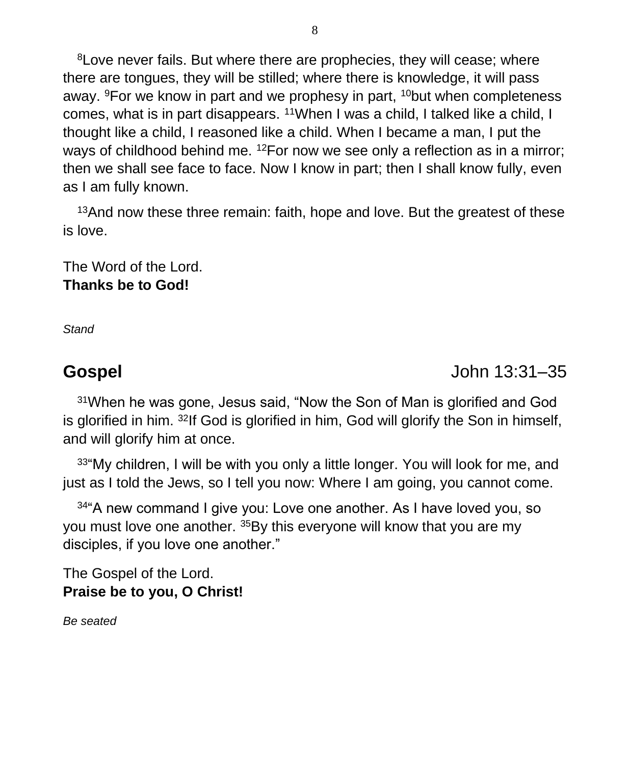[8]Love never fails. But where there are prophecies, they will cease; where there are tongues, they will be stilled; where there is knowledge, it will pass away. [9]For we know in part and we prophesy in part, [10]but when completeness comes, what is in part disappears. [11]When I was a child, I talked like a child, I thought like a child, I reasoned like a child. When I became a man, I put the ways of childhood behind me. [12]For now we see only a reflection as in a mirror; then we shall see face to face. Now I know in part; then I shall know fully, even as I am fully known.

[13]And now these three remain: faith, hope and love. But the greatest of these is love.

The Word of the Lord.
**Thanks be to God!**

*Stand*

## Gospel — John 13:31–35

[31]When he was gone, Jesus said, "Now the Son of Man is glorified and God is glorified in him. [32]If God is glorified in him, God will glorify the Son in himself, and will glorify him at once.

[33]"My children, I will be with you only a little longer. You will look for me, and just as I told the Jews, so I tell you now: Where I am going, you cannot come.

[34]"A new command I give you: Love one another. As I have loved you, so you must love one another. [35]By this everyone will know that you are my disciples, if you love one another."

The Gospel of the Lord.
**Praise be to you, O Christ!**

*Be seated*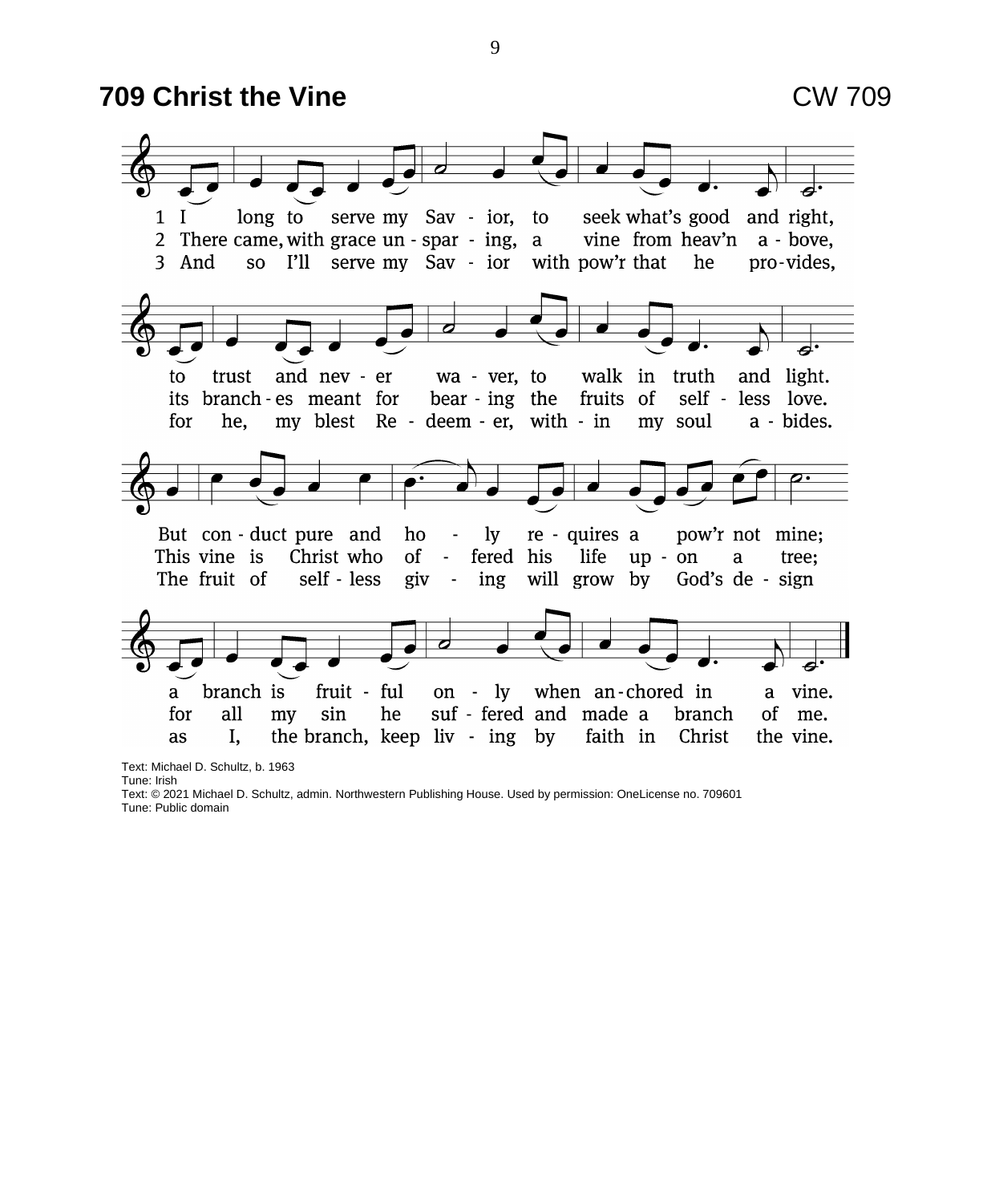# 709 Christ the Vine

CW 709

1 I long to serve my Savior, to seek what's good and right,
to trust and never waver, to walk in truth and light.
But conduct pure and holy requires a pow'r not mine;
a branch is fruitful only when anchored in a vine.

2 There came, with grace unsparing, a vine from heav'n above,
its branches meant for bearing the fruits of selfless love.
This vine is Christ who offered his life upon a tree;
for all my sin he suffered and made a branch of me.

3 And so I'll serve my Savior with pow'r that he provides,
for he, my blest Redeemer, within my soul abides.
The fruit of selfless giving will grow by God's design
as I, the branch, keep living by faith in Christ the vine.

Text: Michael D. Schultz, b. 1963
Tune: Irish
Text: © 2021 Michael D. Schultz, admin. Northwestern Publishing House. Used by permission: OneLicense no. 709601
Tune: Public domain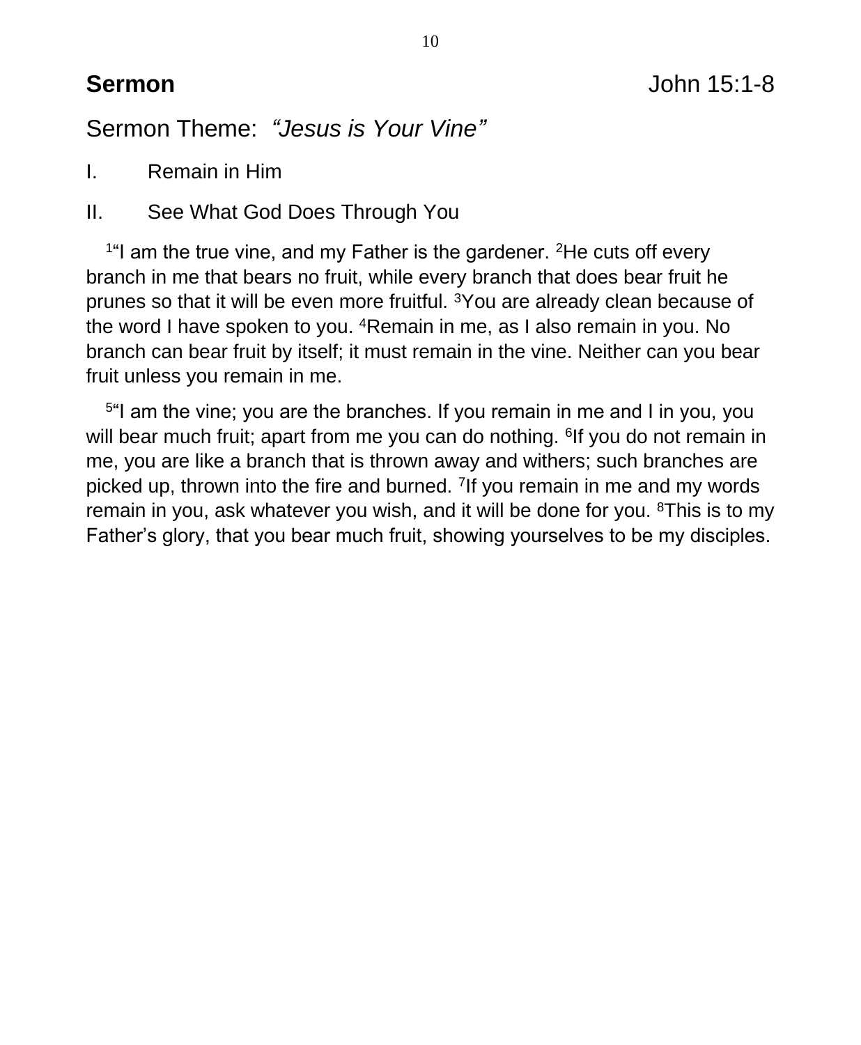## **Sermon** John 15:1-8

Sermon Theme: *"Jesus is Your Vine"*

I. Remain in Him

II. See What God Does Through You

[1]"I am the true vine, and my Father is the gardener. [2]He cuts off every branch in me that bears no fruit, while every branch that does bear fruit he prunes so that it will be even more fruitful. [3]You are already clean because of the word I have spoken to you. [4]Remain in me, as I also remain in you. No branch can bear fruit by itself; it must remain in the vine. Neither can you bear fruit unless you remain in me.

[5]"I am the vine; you are the branches. If you remain in me and I in you, you will bear much fruit; apart from me you can do nothing. [6]If you do not remain in me, you are like a branch that is thrown away and withers; such branches are picked up, thrown into the fire and burned. [7]If you remain in me and my words remain in you, ask whatever you wish, and it will be done for you. [8]This is to my Father's glory, that you bear much fruit, showing yourselves to be my disciples.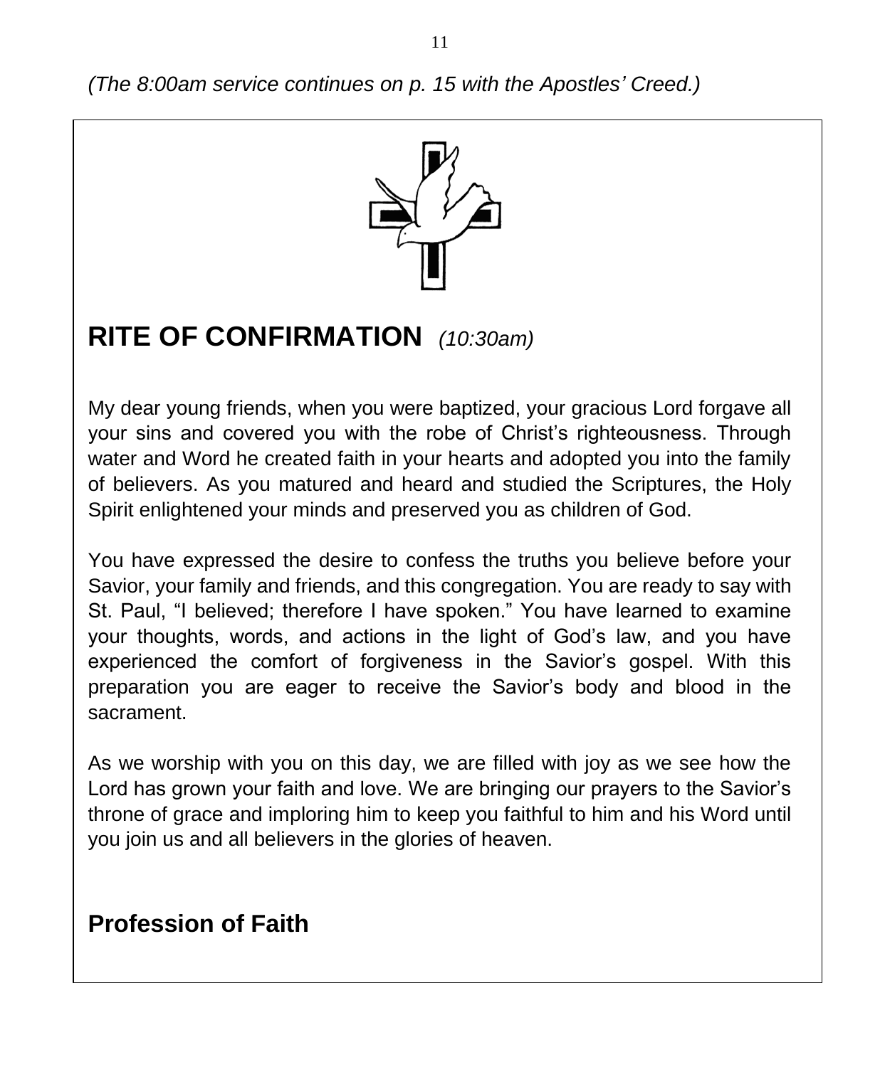*(The 8:00am service continues on p. 15 with the Apostles' Creed.)*

# RITE OF CONFIRMATION *(10:30am)*

My dear young friends, when you were baptized, your gracious Lord forgave all your sins and covered you with the robe of Christ's righteousness. Through water and Word he created faith in your hearts and adopted you into the family of believers. As you matured and heard and studied the Scriptures, the Holy Spirit enlightened your minds and preserved you as children of God.

You have expressed the desire to confess the truths you believe before your Savior, your family and friends, and this congregation. You are ready to say with St. Paul, "I believed; therefore I have spoken." You have learned to examine your thoughts, words, and actions in the light of God's law, and you have experienced the comfort of forgiveness in the Savior's gospel. With this preparation you are eager to receive the Savior's body and blood in the sacrament.

As we worship with you on this day, we are filled with joy as we see how the Lord has grown your faith and love. We are bringing our prayers to the Savior's throne of grace and imploring him to keep you faithful to him and his Word until you join us and all believers in the glories of heaven.

## Profession of Faith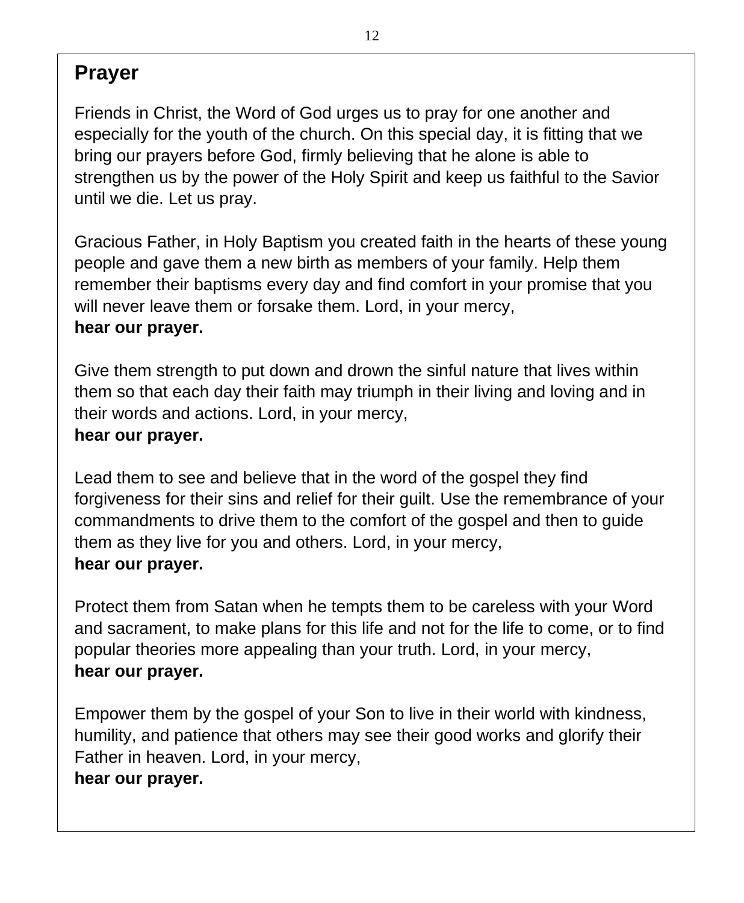## Prayer

Friends in Christ, the Word of God urges us to pray for one another and especially for the youth of the church. On this special day, it is fitting that we bring our prayers before God, firmly believing that he alone is able to strengthen us by the power of the Holy Spirit and keep us faithful to the Savior until we die. Let us pray.

Gracious Father, in Holy Baptism you created faith in the hearts of these young people and gave them a new birth as members of your family. Help them remember their baptisms every day and find comfort in your promise that you will never leave them or forsake them. Lord, in your mercy,
**hear our prayer.**

Give them strength to put down and drown the sinful nature that lives within them so that each day their faith may triumph in their living and loving and in their words and actions. Lord, in your mercy,
**hear our prayer.**

Lead them to see and believe that in the word of the gospel they find forgiveness for their sins and relief for their guilt. Use the remembrance of your commandments to drive them to the comfort of the gospel and then to guide them as they live for you and others. Lord, in your mercy,
**hear our prayer.**

Protect them from Satan when he tempts them to be careless with your Word and sacrament, to make plans for this life and not for the life to come, or to find popular theories more appealing than your truth. Lord, in your mercy,
**hear our prayer.**

Empower them by the gospel of your Son to live in their world with kindness, humility, and patience that others may see their good works and glorify their Father in heaven. Lord, in your mercy,
**hear our prayer.**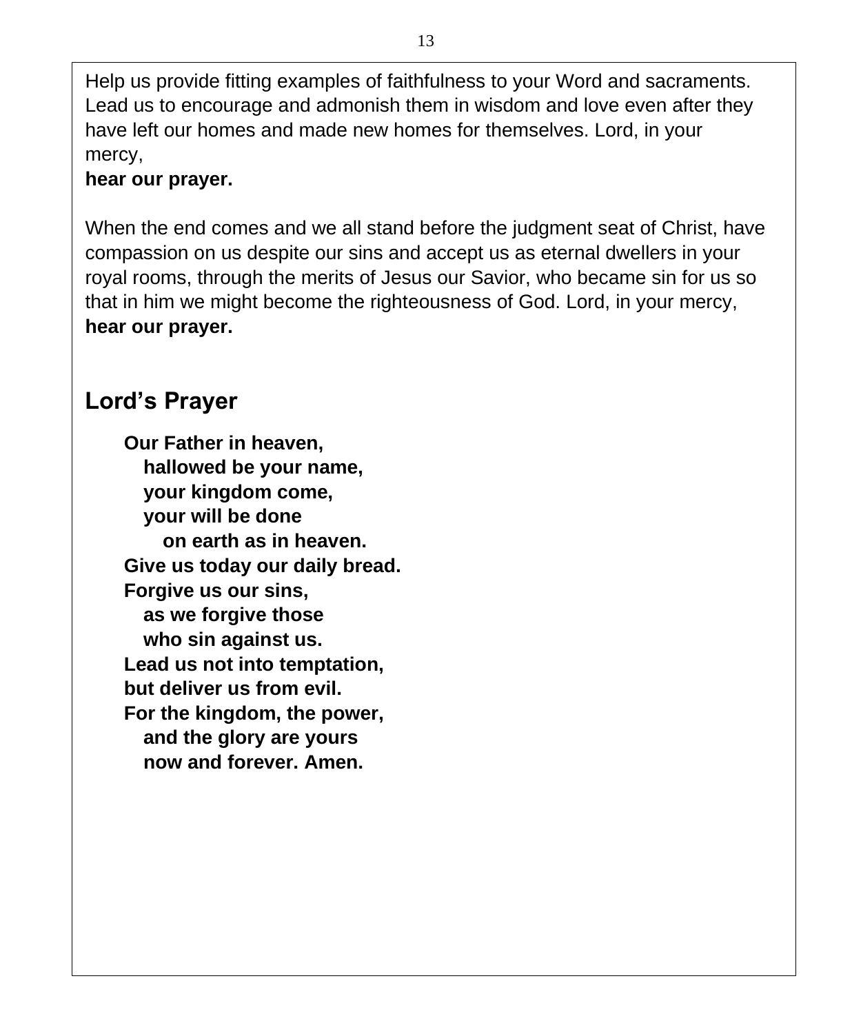Help us provide fitting examples of faithfulness to your Word and sacraments. Lead us to encourage and admonish them in wisdom and love even after they have left our homes and made new homes for themselves. Lord, in your mercy,
**hear our prayer.**

When the end comes and we all stand before the judgment seat of Christ, have compassion on us despite our sins and accept us as eternal dwellers in your royal rooms, through the merits of Jesus our Savior, who became sin for us so that in him we might become the righteousness of God. Lord, in your mercy,
**hear our prayer.**

## Lord's Prayer

**Our Father in heaven,**
**hallowed be your name,**
**your kingdom come,**
**your will be done**
**on earth as in heaven.**
**Give us today our daily bread.**
**Forgive us our sins,**
**as we forgive those**
**who sin against us.**
**Lead us not into temptation,**
**but deliver us from evil.**
**For the kingdom, the power,**
**and the glory are yours**
**now and forever. Amen.**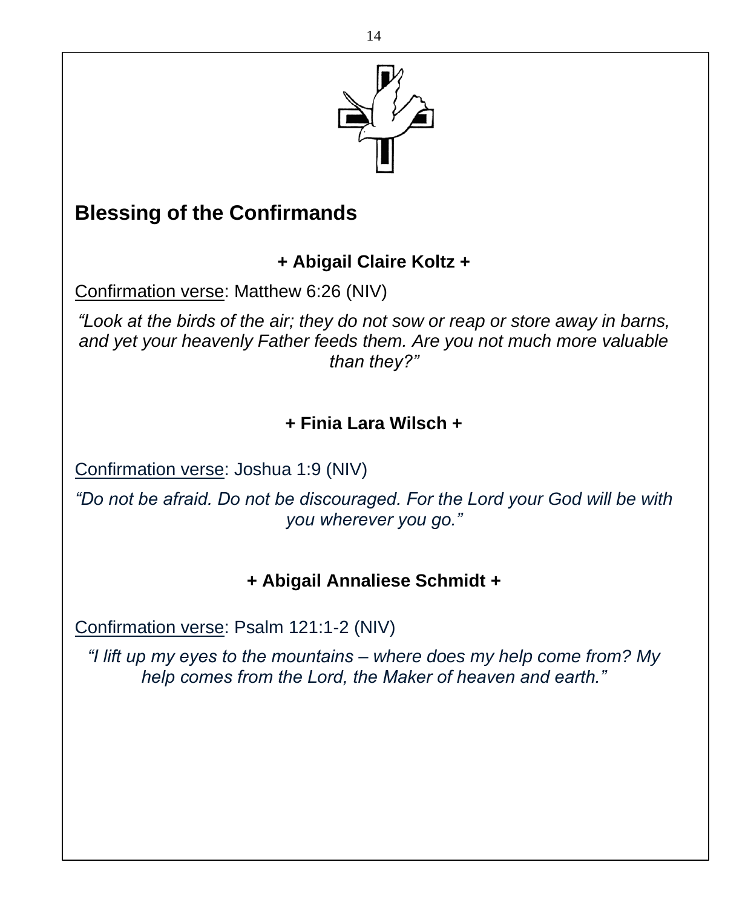## Blessing of the Confirmands

**+ Abigail Claire Koltz +**

Confirmation verse: Matthew 6:26 (NIV)

*"Look at the birds of the air; they do not sow or reap or store away in barns, and yet your heavenly Father feeds them. Are you not much more valuable than they?"*

**+ Finia Lara Wilsch +**

Confirmation verse: Joshua 1:9 (NIV)

*"Do not be afraid. Do not be discouraged. For the Lord your God will be with you wherever you go."*

**+ Abigail Annaliese Schmidt +**

Confirmation verse: Psalm 121:1-2 (NIV)

*"I lift up my eyes to the mountains – where does my help come from? My help comes from the Lord, the Maker of heaven and earth."*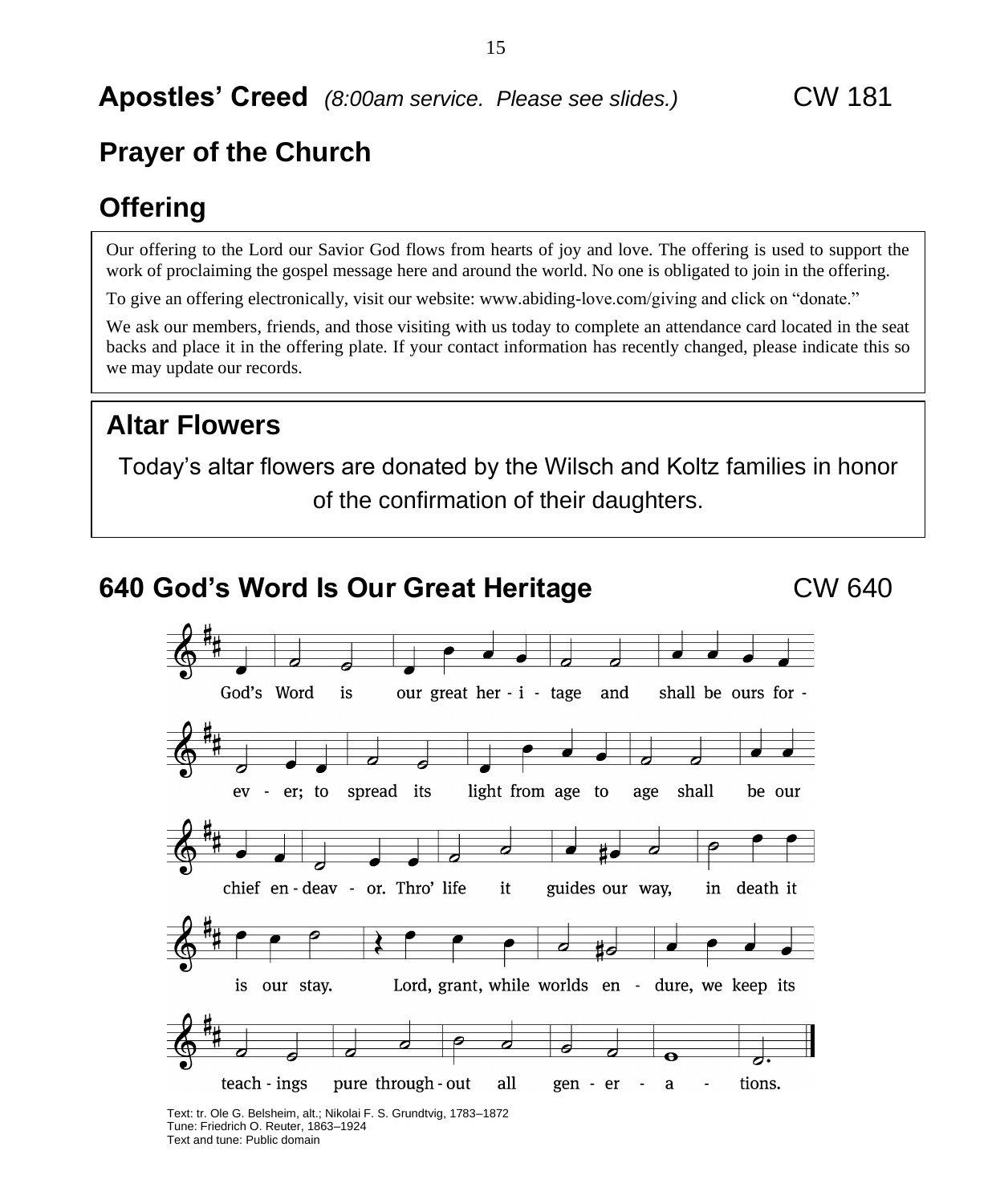## Apostles' Creed *(8:00am service. Please see slides.)* CW 181

## Prayer of the Church

## Offering

Our offering to the Lord our Savior God flows from hearts of joy and love. The offering is used to support the work of proclaiming the gospel message here and around the world. No one is obligated to join in the offering.

To give an offering electronically, visit our website: www.abiding-love.com/giving and click on "donate."

We ask our members, friends, and those visiting with us today to complete an attendance card located in the seat backs and place it in the offering plate. If your contact information has recently changed, please indicate this so we may update our records.

## Altar Flowers

Today's altar flowers are donated by the Wilsch and Koltz families in honor of the confirmation of their daughters.

## 640 God's Word Is Our Great Heritage CW 640

God's Word is our great her - i - tage and shall be ours for - ev - er; to spread its light from age to age shall be our chief en - deav - or. Thro' life it guides our way, in death it is our stay. Lord, grant, while worlds en - dure, we keep its teach - ings pure through - out all gen - er - a - tions.

Text: tr. Ole G. Belsheim, alt.; Nikolai F. S. Grundtvig, 1783–1872
Tune: Friedrich O. Reuter, 1863–1924
Text and tune: Public domain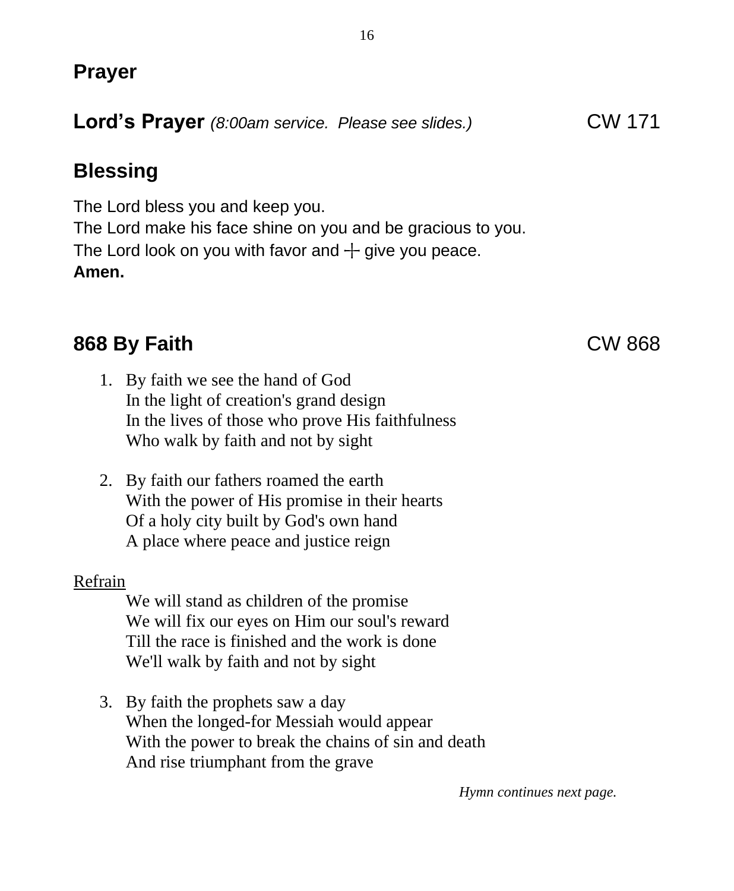## Prayer

## Lord's Prayer *(8:00am service. Please see slides.)* CW 171

## Blessing

The Lord bless you and keep you.
The Lord make his face shine on you and be gracious to you.
The Lord look on you with favor and ┼ give you peace.
**Amen.**

## 868 By Faith CW 868

1. By faith we see the hand of God
   In the light of creation's grand design
   In the lives of those who prove His faithfulness
   Who walk by faith and not by sight

2. By faith our fathers roamed the earth
   With the power of His promise in their hearts
   Of a holy city built by God's own hand
   A place where peace and justice reign

Refrain

We will stand as children of the promise
We will fix our eyes on Him our soul's reward
Till the race is finished and the work is done
We'll walk by faith and not by sight

3. By faith the prophets saw a day
   When the longed-for Messiah would appear
   With the power to break the chains of sin and death
   And rise triumphant from the grave

*Hymn continues next page.*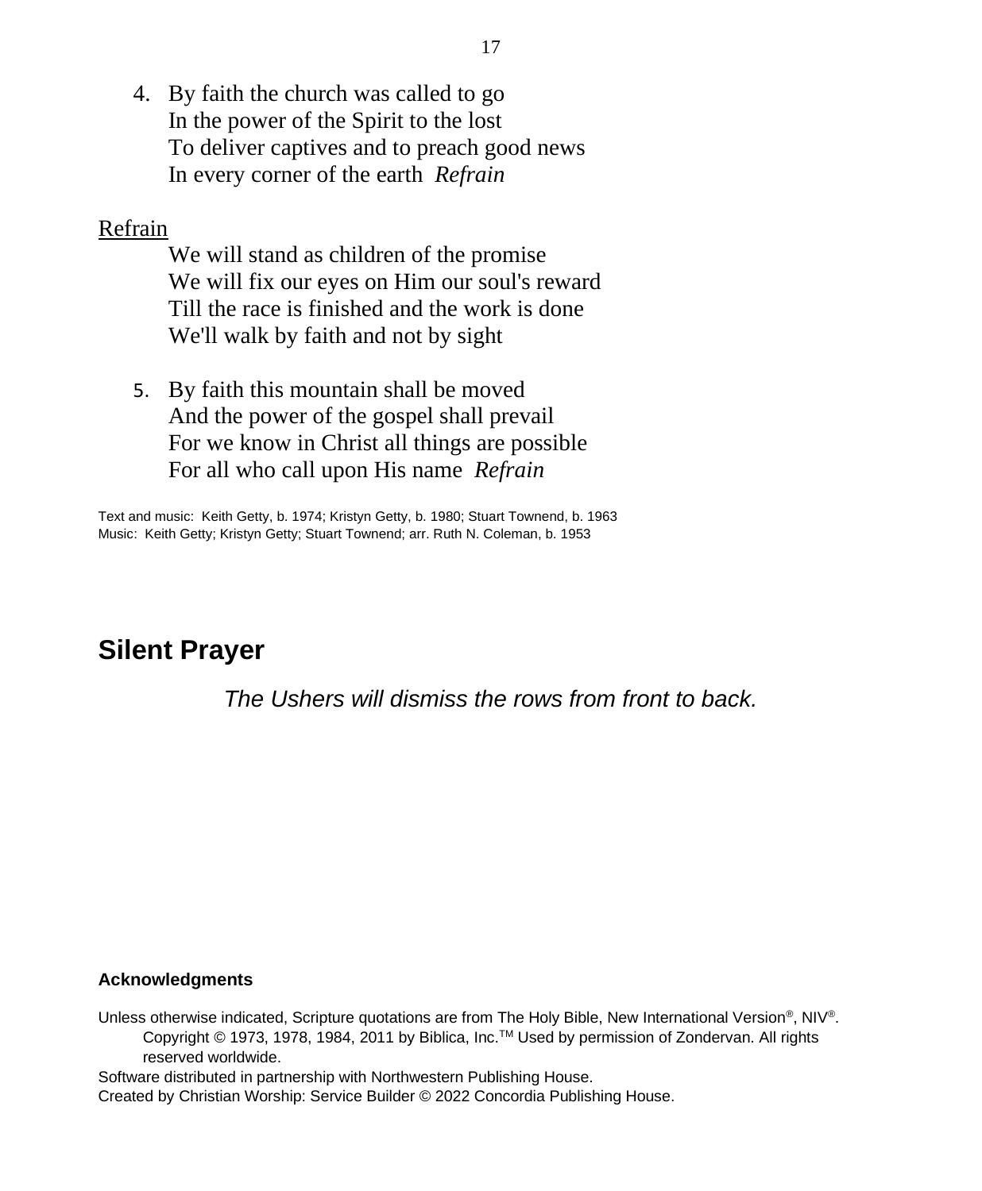4. By faith the church was called to go
   In the power of the Spirit to the lost
   To deliver captives and to preach good news
   In every corner of the earth *Refrain*

Refrain

We will stand as children of the promise
We will fix our eyes on Him our soul's reward
Till the race is finished and the work is done
We'll walk by faith and not by sight

5. By faith this mountain shall be moved
   And the power of the gospel shall prevail
   For we know in Christ all things are possible
   For all who call upon His name *Refrain*

Text and music: Keith Getty, b. 1974; Kristyn Getty, b. 1980; Stuart Townend, b. 1963
Music: Keith Getty; Kristyn Getty; Stuart Townend; arr. Ruth N. Coleman, b. 1953

## Silent Prayer

*The Ushers will dismiss the rows from front to back.*

**Acknowledgments**

Unless otherwise indicated, Scripture quotations are from The Holy Bible, New International Version®, NIV®. Copyright © 1973, 1978, 1984, 2011 by Biblica, Inc.™ Used by permission of Zondervan. All rights reserved worldwide.
Software distributed in partnership with Northwestern Publishing House.
Created by Christian Worship: Service Builder © 2022 Concordia Publishing House.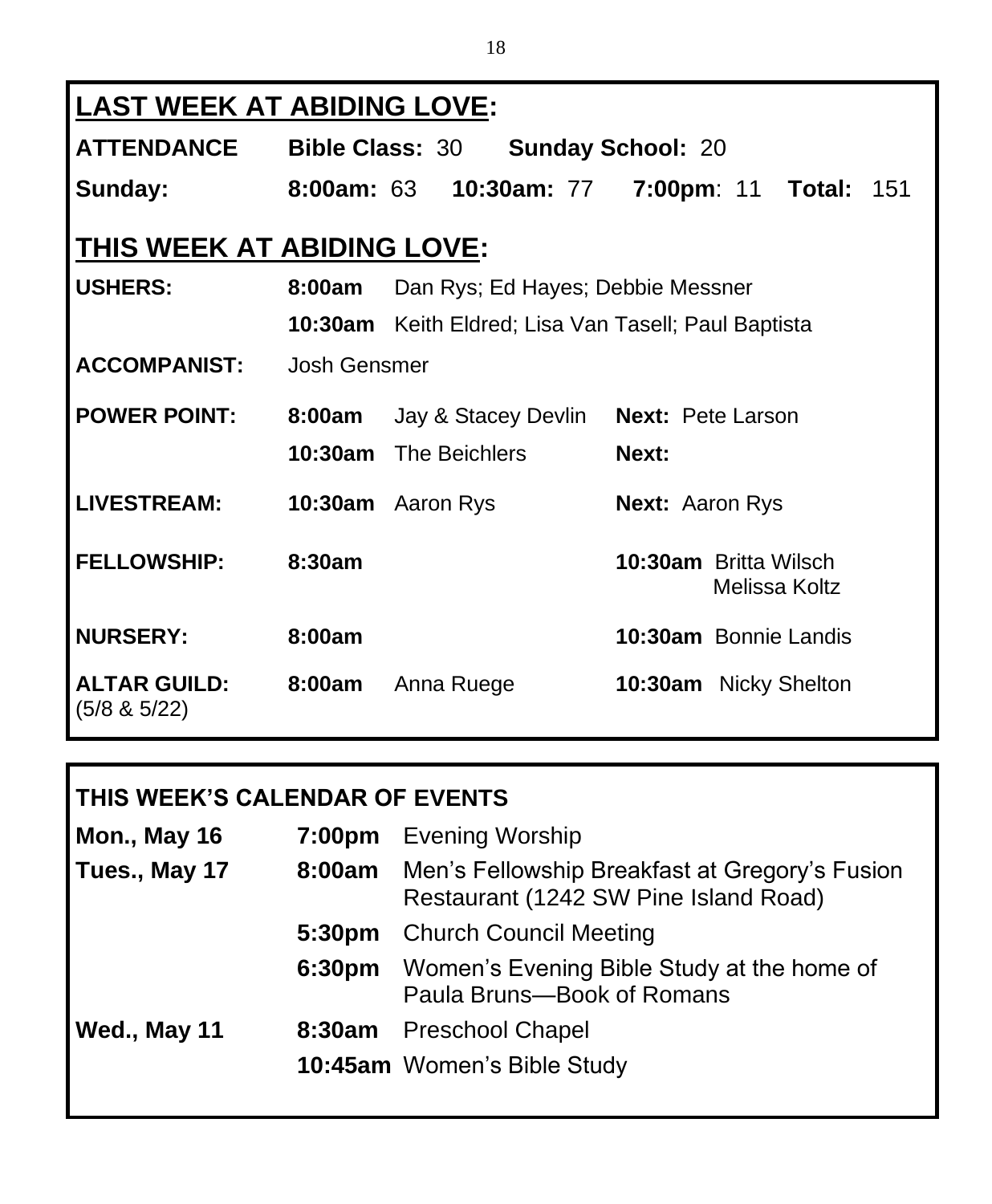## LAST WEEK AT ABIDING LOVE:

**ATTENDANCE** **Bible Class:** 30 **Sunday School:** 20

**Sunday:** **8:00am:** 63 **10:30am:** 77 **7:00pm**: 11 **Total:** 151

## THIS WEEK AT ABIDING LOVE:

| | | | |
|---|---|---|---|
| **USHERS:** | **8:00am** Dan Rys; Ed Hayes; Debbie Messner | | |
| | **10:30am** Keith Eldred; Lisa Van Tasell; Paul Baptista | | |
| **ACCOMPANIST:** | Josh Gensmer | | |
| **POWER POINT:** | **8:00am** | Jay & Stacey Devlin | **Next:** Pete Larson |
| | **10:30am** | The Beichlers | **Next:** |
| **LIVESTREAM:** | **10:30am** | Aaron Rys | **Next:** Aaron Rys |
| **FELLOWSHIP:** | **8:30am** | | **10:30am** Britta Wilsch, Melissa Koltz |
| **NURSERY:** | **8:00am** | | **10:30am** Bonnie Landis |
| **ALTAR GUILD:** (5/8 & 5/22) | **8:00am** | Anna Ruege | **10:30am** Nicky Shelton |

### THIS WEEK'S CALENDAR OF EVENTS

| | | |
|---|---|---|
| **Mon., May 16** | **7:00pm** | Evening Worship |
| **Tues., May 17** | **8:00am** | Men's Fellowship Breakfast at Gregory's Fusion Restaurant (1242 SW Pine Island Road) |
| | **5:30pm** | Church Council Meeting |
| | **6:30pm** | Women's Evening Bible Study at the home of Paula Bruns—Book of Romans |
| **Wed., May 11** | **8:30am** | Preschool Chapel |
| | **10:45am** | Women's Bible Study |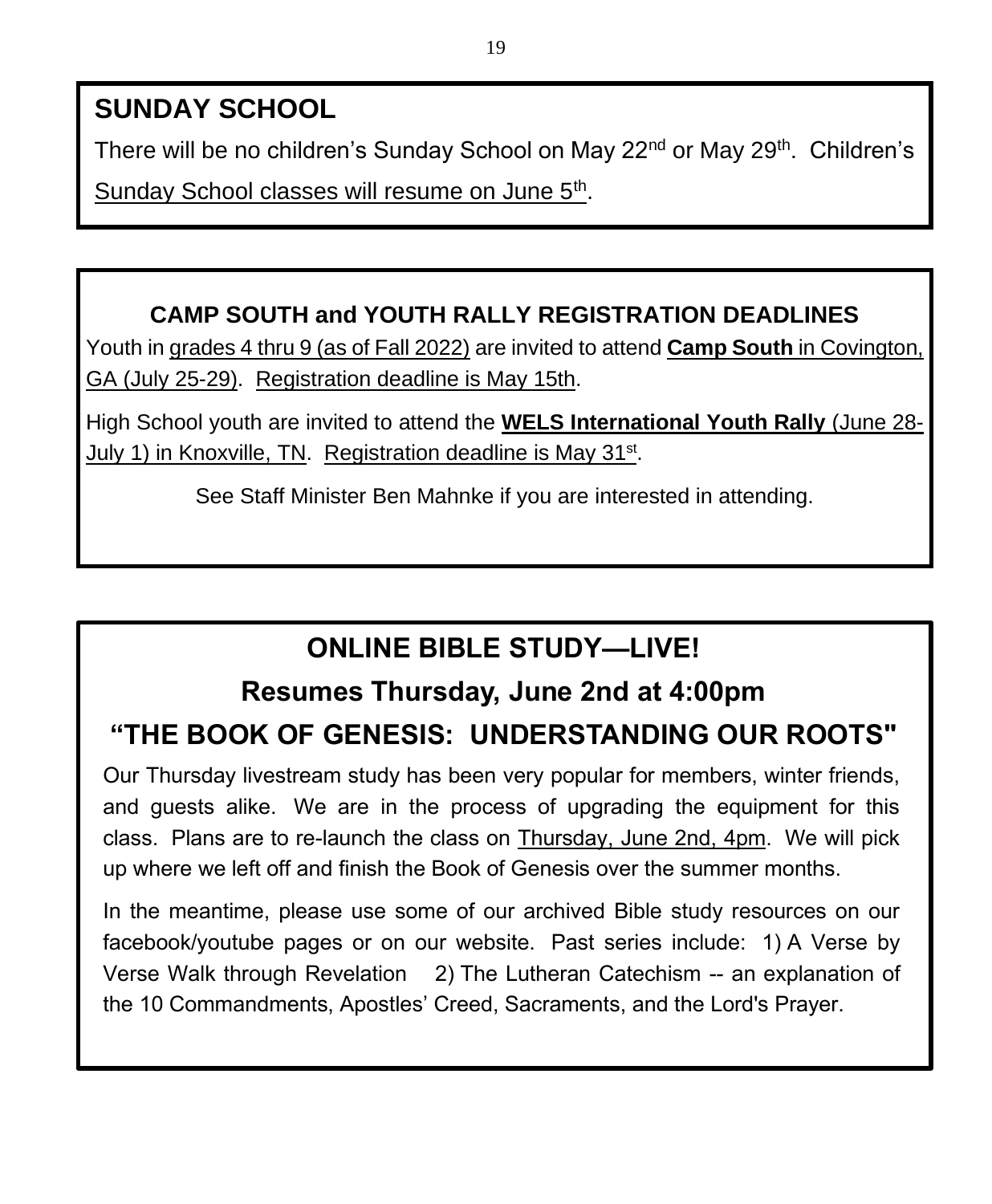## SUNDAY SCHOOL

There will be no children's Sunday School on May 22nd or May 29th. Children's Sunday School classes will resume on June 5th.

### CAMP SOUTH and YOUTH RALLY REGISTRATION DEADLINES

Youth in grades 4 thru 9 (as of Fall 2022) are invited to attend **Camp South** in Covington, GA (July 25-29). Registration deadline is May 15th.

High School youth are invited to attend the **WELS International Youth Rally** (June 28-July 1) in Knoxville, TN. Registration deadline is May 31st.

See Staff Minister Ben Mahnke if you are interested in attending.

## ONLINE BIBLE STUDY—LIVE!

### Resumes Thursday, June 2nd at 4:00pm

### "THE BOOK OF GENESIS: UNDERSTANDING OUR ROOTS"

Our Thursday livestream study has been very popular for members, winter friends, and guests alike. We are in the process of upgrading the equipment for this class. Plans are to re-launch the class on Thursday, June 2nd, 4pm. We will pick up where we left off and finish the Book of Genesis over the summer months.

In the meantime, please use some of our archived Bible study resources on our facebook/youtube pages or on our website. Past series include: 1) A Verse by Verse Walk through Revelation 2) The Lutheran Catechism -- an explanation of the 10 Commandments, Apostles' Creed, Sacraments, and the Lord's Prayer.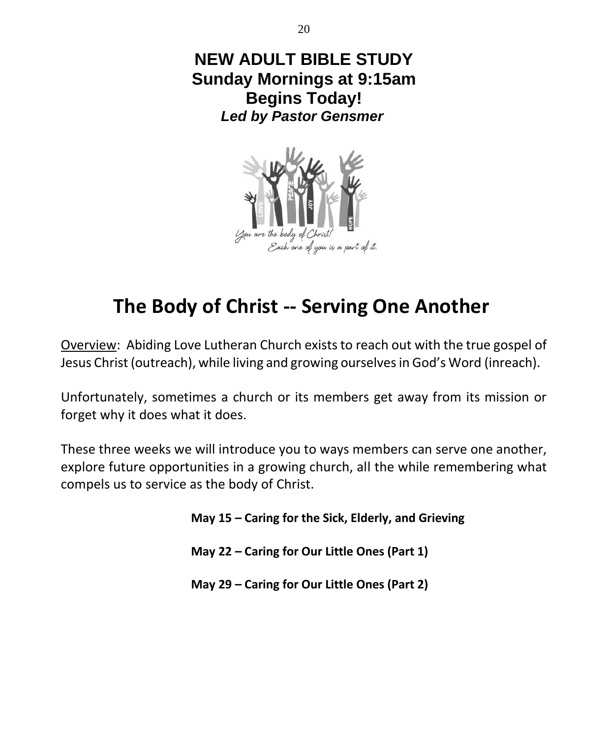**NEW ADULT BIBLE STUDY**
**Sunday Mornings at 9:15am**
**Begins Today!**
***Led by Pastor Gensmer***

# The Body of Christ -- Serving One Another

Overview: Abiding Love Lutheran Church exists to reach out with the true gospel of Jesus Christ (outreach), while living and growing ourselves in God's Word (inreach).

Unfortunately, sometimes a church or its members get away from its mission or forget why it does what it does.

These three weeks we will introduce you to ways members can serve one another, explore future opportunities in a growing church, all the while remembering what compels us to service as the body of Christ.

**May 15 – Caring for the Sick, Elderly, and Grieving**

**May 22 – Caring for Our Little Ones (Part 1)**

**May 29 – Caring for Our Little Ones (Part 2)**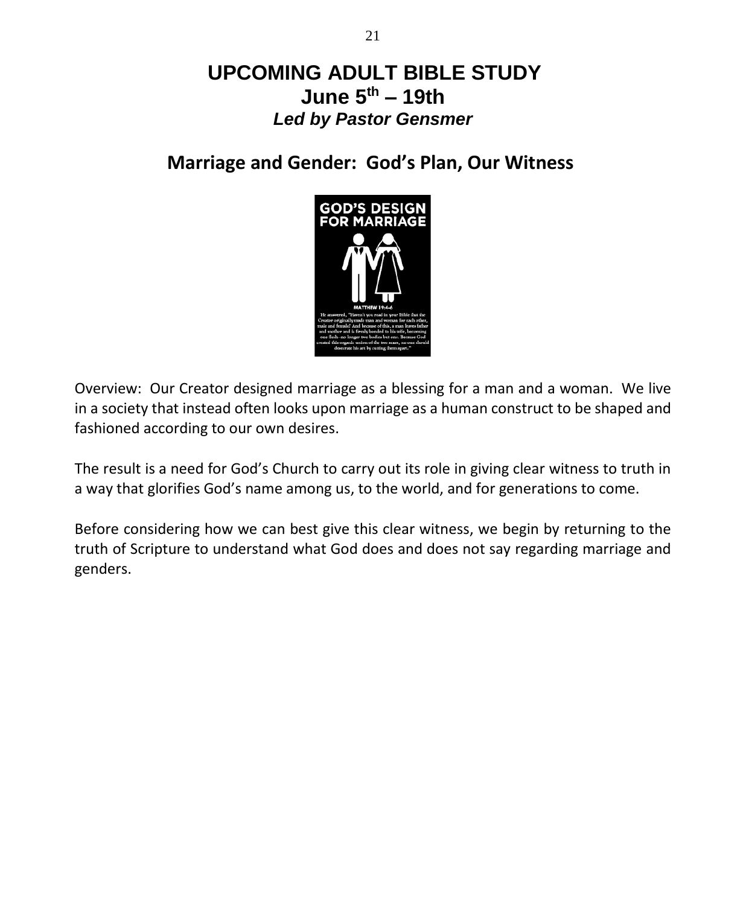# UPCOMING ADULT BIBLE STUDY

## June 5th – 19th

***Led by Pastor Gensmer***

## Marriage and Gender: God's Plan, Our Witness

Overview: Our Creator designed marriage as a blessing for a man and a woman. We live in a society that instead often looks upon marriage as a human construct to be shaped and fashioned according to our own desires.

The result is a need for God's Church to carry out its role in giving clear witness to truth in a way that glorifies God's name among us, to the world, and for generations to come.

Before considering how we can best give this clear witness, we begin by returning to the truth of Scripture to understand what God does and does not say regarding marriage and genders.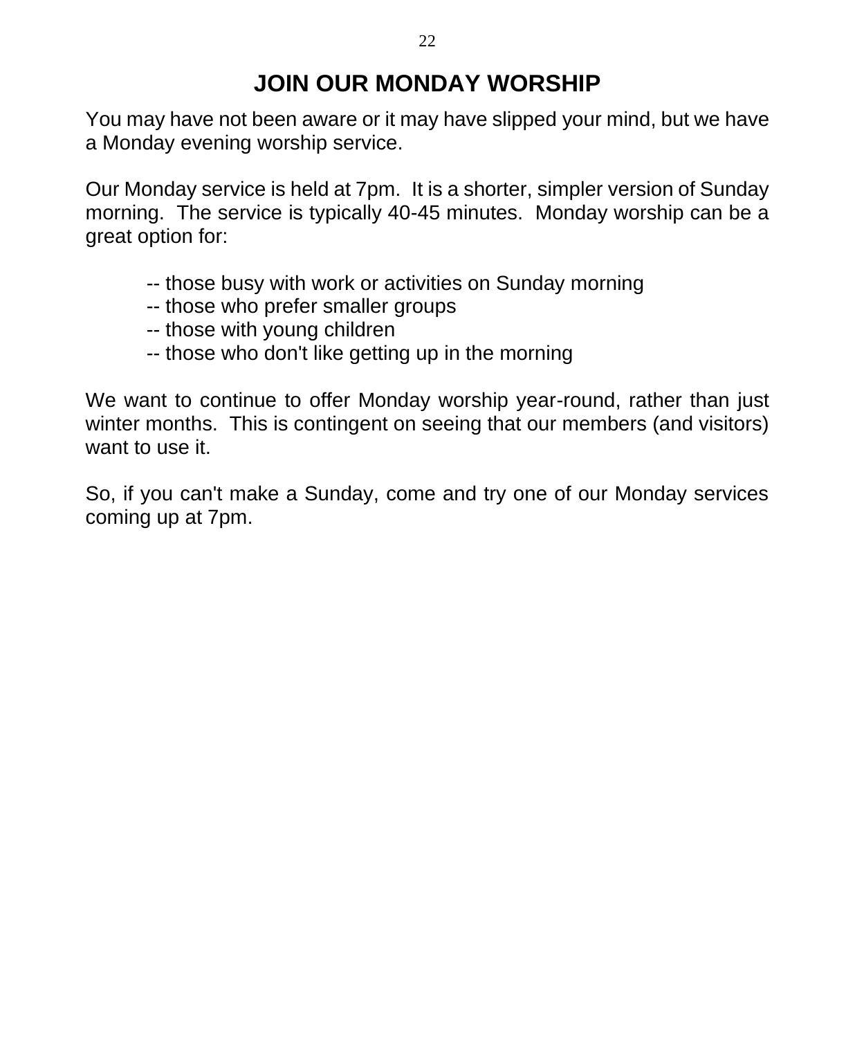# JOIN OUR MONDAY WORSHIP

You may have not been aware or it may have slipped your mind, but we have a Monday evening worship service.

Our Monday service is held at 7pm. It is a shorter, simpler version of Sunday morning. The service is typically 40-45 minutes. Monday worship can be a great option for:

-- those busy with work or activities on Sunday morning
-- those who prefer smaller groups
-- those with young children
-- those who don't like getting up in the morning

We want to continue to offer Monday worship year-round, rather than just winter months. This is contingent on seeing that our members (and visitors) want to use it.

So, if you can't make a Sunday, come and try one of our Monday services coming up at 7pm.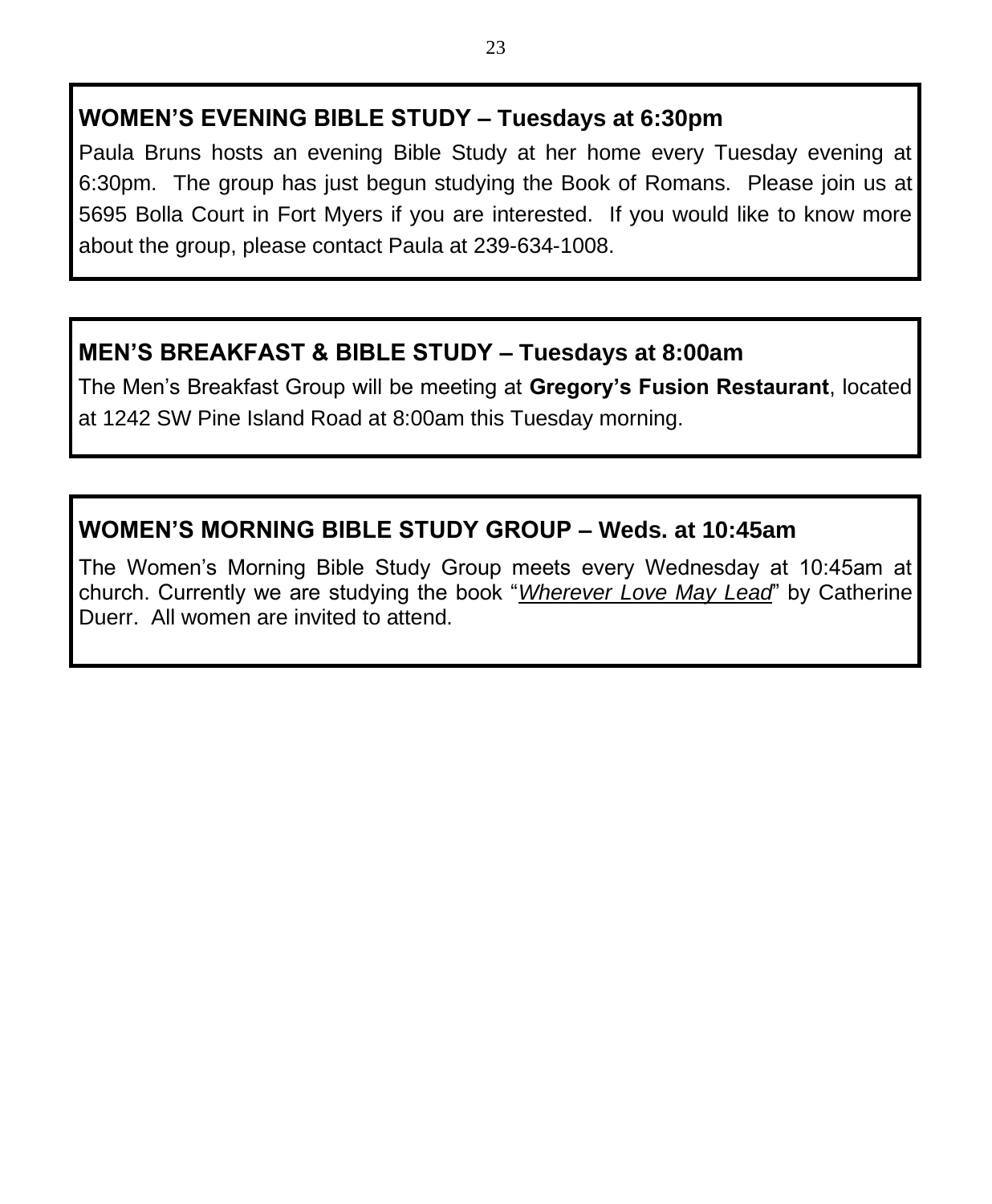## WOMEN'S EVENING BIBLE STUDY – Tuesdays at 6:30pm

Paula Bruns hosts an evening Bible Study at her home every Tuesday evening at 6:30pm. The group has just begun studying the Book of Romans. Please join us at 5695 Bolla Court in Fort Myers if you are interested. If you would like to know more about the group, please contact Paula at 239-634-1008.

## MEN'S BREAKFAST & BIBLE STUDY – Tuesdays at 8:00am

The Men's Breakfast Group will be meeting at **Gregory's Fusion Restaurant**, located at 1242 SW Pine Island Road at 8:00am this Tuesday morning.

## WOMEN'S MORNING BIBLE STUDY GROUP – Weds. at 10:45am

The Women's Morning Bible Study Group meets every Wednesday at 10:45am at church. Currently we are studying the book "*Wherever Love May Lead*" by Catherine Duerr. All women are invited to attend.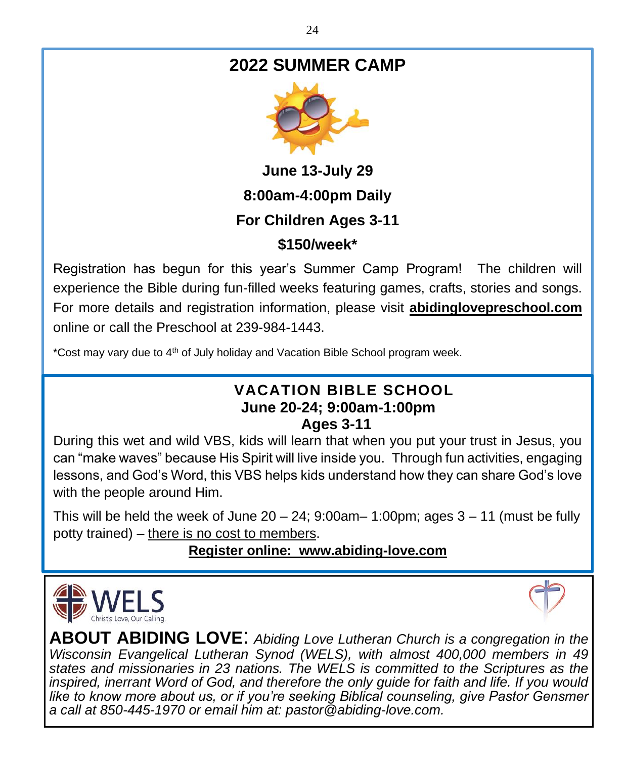# 2022 SUMMER CAMP

**June 13-July 29**

**8:00am-4:00pm Daily**

**For Children Ages 3-11**

**$150/week***

Registration has begun for this year's Summer Camp Program! The children will experience the Bible during fun-filled weeks featuring games, crafts, stories and songs. For more details and registration information, please visit **abidinglovepreschool.com** online or call the Preschool at 239-984-1443.

*Cost may vary due to 4th of July holiday and Vacation Bible School program week.

## VACATION BIBLE SCHOOL

**June 20-24; 9:00am-1:00pm**

**Ages 3-11**

During this wet and wild VBS, kids will learn that when you put your trust in Jesus, you can "make waves" because His Spirit will live inside you. Through fun activities, engaging lessons, and God's Word, this VBS helps kids understand how they can share God's love with the people around Him.

This will be held the week of June 20 – 24; 9:00am– 1:00pm; ages 3 – 11 (must be fully potty trained) – there is no cost to members.

**Register online: www.abiding-love.com**

WELS
Christ's Love, Our Calling.

**ABOUT ABIDING LOVE**: *Abiding Love Lutheran Church is a congregation in the Wisconsin Evangelical Lutheran Synod (WELS), with almost 400,000 members in 49 states and missionaries in 23 nations. The WELS is committed to the Scriptures as the inspired, inerrant Word of God, and therefore the only guide for faith and life. If you would like to know more about us, or if you're seeking Biblical counseling, give Pastor Gensmer a call at 850-445-1970 or email him at: pastor@abiding-love.com.*